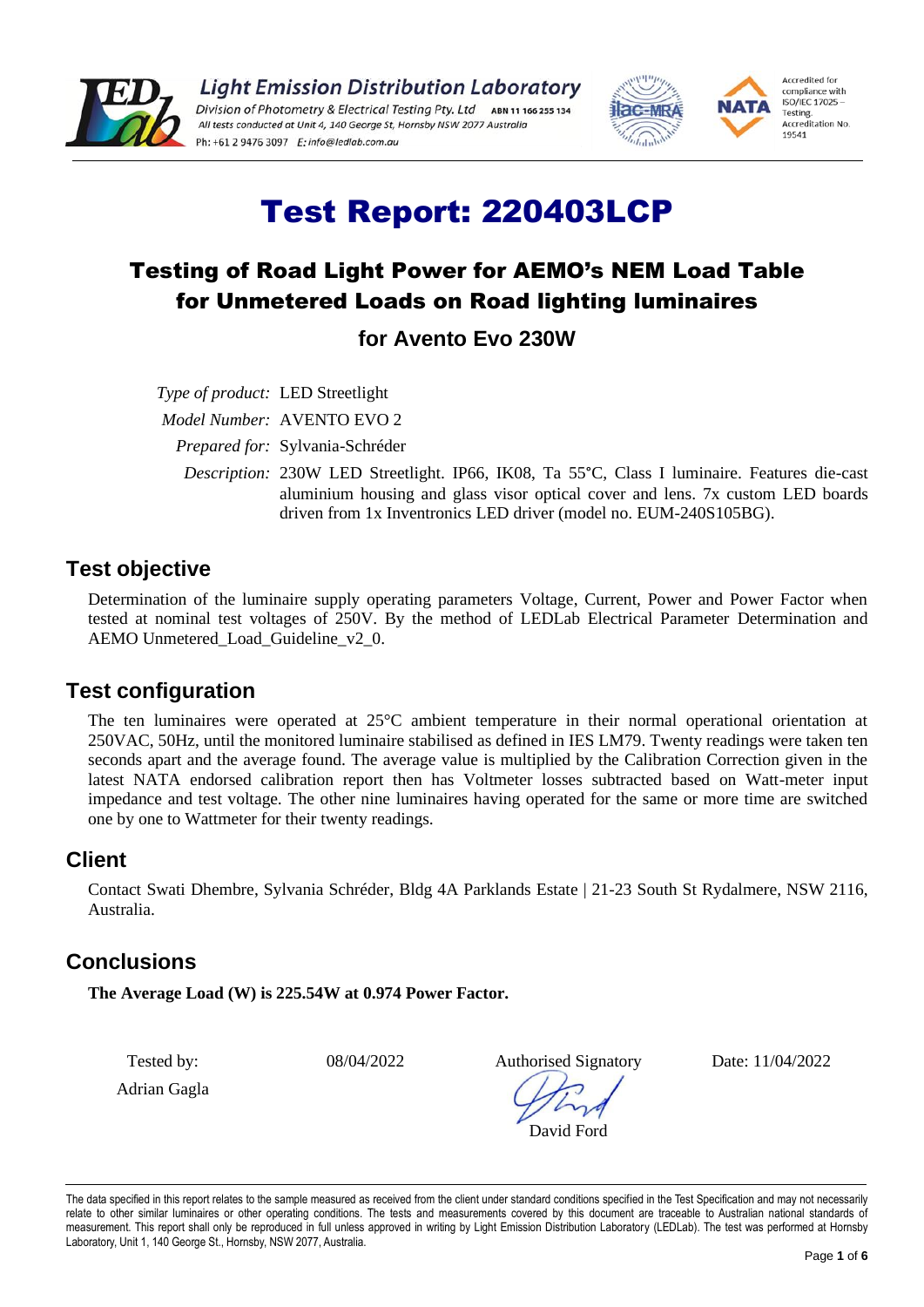**Light Emission Distribution Laboratory**
*Division of Photometry & Electrical Testing Pty. Ltd* ABN 11 166 255 134
*All tests conducted at Unit 4, 140 George St, Hornsby NSW 2077 Australia*
Ph: +61 2 9476 3097 *E: info@ledlab.com.au*

Accredited for compliance with ISO/IEC 17025 – Testing. Accreditation No. 19541

# Test Report: 220403LCP

## Testing of Road Light Power for AEMO's NEM Load Table for Unmetered Loads on Road lighting luminaires

### for Avento Evo 230W

*Type of product:* LED Streetlight

*Model Number:* AVENTO EVO 2

*Prepared for:* Sylvania-Schréder

*Description:* 230W LED Streetlight. IP66, IK08, Ta 55°C, Class I luminaire. Features die-cast aluminium housing and glass visor optical cover and lens. 7x custom LED boards driven from 1x Inventronics LED driver (model no. EUM-240S105BG).

## Test objective

Determination of the luminaire supply operating parameters Voltage, Current, Power and Power Factor when tested at nominal test voltages of 250V. By the method of LEDLab Electrical Parameter Determination and AEMO Unmetered_Load_Guideline_v2_0.

## Test configuration

The ten luminaires were operated at 25°C ambient temperature in their normal operational orientation at 250VAC, 50Hz, until the monitored luminaire stabilised as defined in IES LM79. Twenty readings were taken ten seconds apart and the average found. The average value is multiplied by the Calibration Correction given in the latest NATA endorsed calibration report then has Voltmeter losses subtracted based on Watt-meter input impedance and test voltage. The other nine luminaires having operated for the same or more time are switched one by one to Wattmeter for their twenty readings.

## Client

Contact Swati Dhembre, Sylvania Schréder, Bldg 4A Parklands Estate | 21-23 South St Rydalmere, NSW 2116, Australia.

## Conclusions

**The Average Load (W) is 225.54W at 0.974 Power Factor.**

| Tested by: | 08/04/2022 | Authorised Signatory | Date: 11/04/2022 |
|---|---|---|---|
| Adrian Gagla | | David Ford | |

The data specified in this report relates to the sample measured as received from the client under standard conditions specified in the Test Specification and may not necessarily relate to other similar luminaires or other operating conditions. The tests and measurements covered by this document are traceable to Australian national standards of measurement. This report shall only be reproduced in full unless approved in writing by Light Emission Distribution Laboratory (LEDLab). The test was performed at Hornsby Laboratory, Unit 1, 140 George St., Hornsby, NSW 2077, Australia.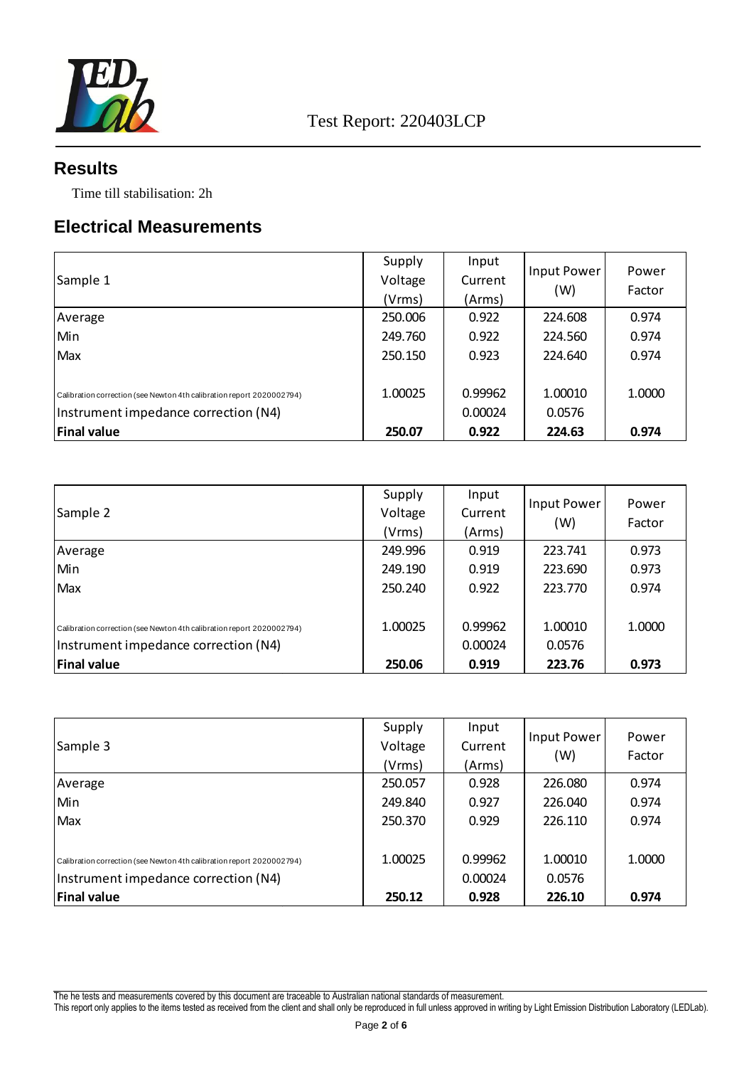## Results

Time till stabilisation: 2h

## Electrical Measurements

| Sample 1 | Supply Voltage (Vrms) | Input Current (Arms) | Input Power (W) | Power Factor |
|---|---|---|---|---|
| Average | 250.006 | 0.922 | 224.608 | 0.974 |
| Min | 249.760 | 0.922 | 224.560 | 0.974 |
| Max | 250.150 | 0.923 | 224.640 | 0.974 |
| | | | | |
| Calibration correction (see Newton 4th calibration report 2020002794) | 1.00025 | 0.99962 | 1.00010 | 1.0000 |
| Instrument impedance correction (N4) | | 0.00024 | 0.0576 | |
| **Final value** | **250.07** | **0.922** | **224.63** | **0.974** |

| Sample 2 | Supply Voltage (Vrms) | Input Current (Arms) | Input Power (W) | Power Factor |
|---|---|---|---|---|
| Average | 249.996 | 0.919 | 223.741 | 0.973 |
| Min | 249.190 | 0.919 | 223.690 | 0.973 |
| Max | 250.240 | 0.922 | 223.770 | 0.974 |
| | | | | |
| Calibration correction (see Newton 4th calibration report 2020002794) | 1.00025 | 0.99962 | 1.00010 | 1.0000 |
| Instrument impedance correction (N4) | | 0.00024 | 0.0576 | |
| **Final value** | **250.06** | **0.919** | **223.76** | **0.973** |

| Sample 3 | Supply Voltage (Vrms) | Input Current (Arms) | Input Power (W) | Power Factor |
|---|---|---|---|---|
| Average | 250.057 | 0.928 | 226.080 | 0.974 |
| Min | 249.840 | 0.927 | 226.040 | 0.974 |
| Max | 250.370 | 0.929 | 226.110 | 0.974 |
| | | | | |
| Calibration correction (see Newton 4th calibration report 2020002794) | 1.00025 | 0.99962 | 1.00010 | 1.0000 |
| Instrument impedance correction (N4) | | 0.00024 | 0.0576 | |
| **Final value** | **250.12** | **0.928** | **226.10** | **0.974** |

The he tests and measurements covered by this document are traceable to Australian national standards of measurement.
This report only applies to the items tested as received from the client and shall only be reproduced in full unless approved in writing by Light Emission Distribution Laboratory (LEDLab).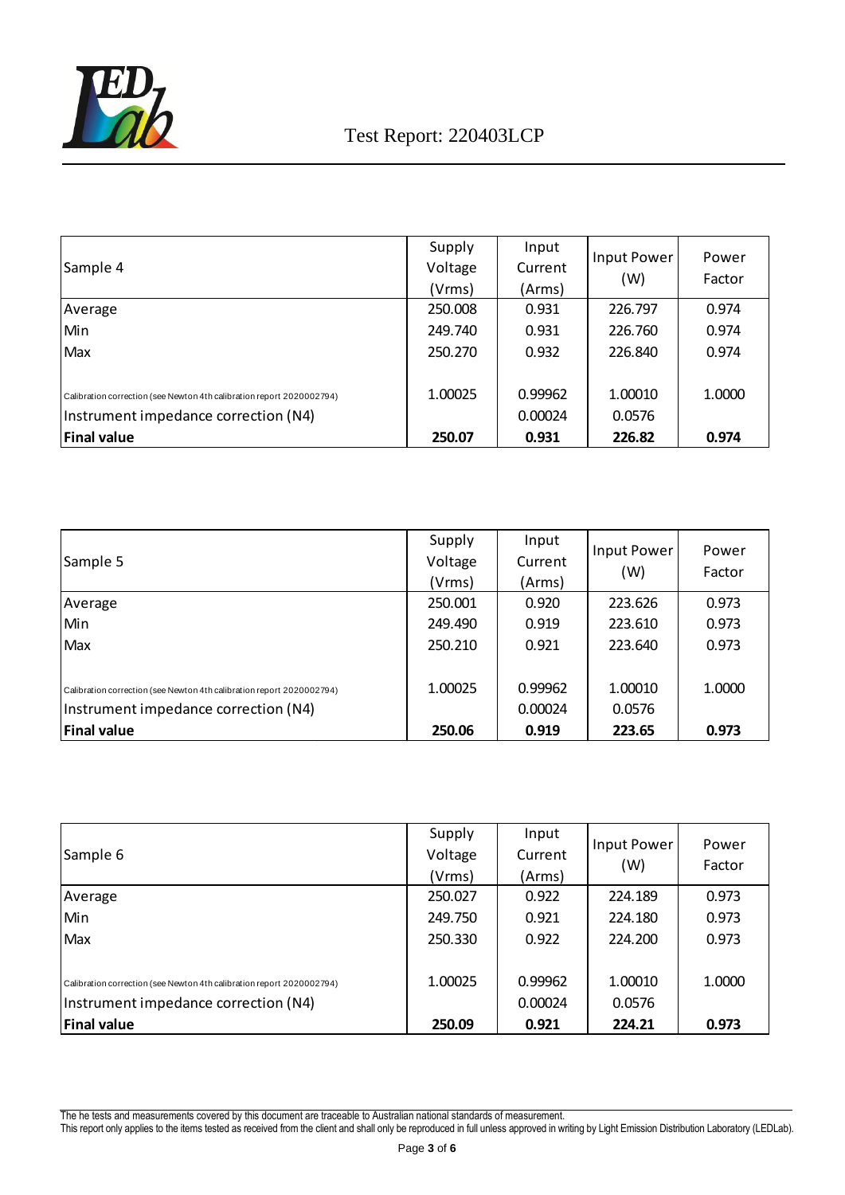| Sample 4 | Supply Voltage (Vrms) | Input Current (Arms) | Input Power (W) | Power Factor |
|---|---|---|---|---|
| Average | 250.008 | 0.931 | 226.797 | 0.974 |
| Min | 249.740 | 0.931 | 226.760 | 0.974 |
| Max | 250.270 | 0.932 | 226.840 | 0.974 |
| | | | | |
| Calibration correction (see Newton 4th calibration report 2020002794) | 1.00025 | 0.99962 | 1.00010 | 1.0000 |
| Instrument impedance correction (N4) | | 0.00024 | 0.0576 | |
| **Final value** | **250.07** | **0.931** | **226.82** | **0.974** |

| Sample 5 | Supply Voltage (Vrms) | Input Current (Arms) | Input Power (W) | Power Factor |
|---|---|---|---|---|
| Average | 250.001 | 0.920 | 223.626 | 0.973 |
| Min | 249.490 | 0.919 | 223.610 | 0.973 |
| Max | 250.210 | 0.921 | 223.640 | 0.973 |
| | | | | |
| Calibration correction (see Newton 4th calibration report 2020002794) | 1.00025 | 0.99962 | 1.00010 | 1.0000 |
| Instrument impedance correction (N4) | | 0.00024 | 0.0576 | |
| **Final value** | **250.06** | **0.919** | **223.65** | **0.973** |

| Sample 6 | Supply Voltage (Vrms) | Input Current (Arms) | Input Power (W) | Power Factor |
|---|---|---|---|---|
| Average | 250.027 | 0.922 | 224.189 | 0.973 |
| Min | 249.750 | 0.921 | 224.180 | 0.973 |
| Max | 250.330 | 0.922 | 224.200 | 0.973 |
| | | | | |
| Calibration correction (see Newton 4th calibration report 2020002794) | 1.00025 | 0.99962 | 1.00010 | 1.0000 |
| Instrument impedance correction (N4) | | 0.00024 | 0.0576 | |
| **Final value** | **250.09** | **0.921** | **224.21** | **0.973** |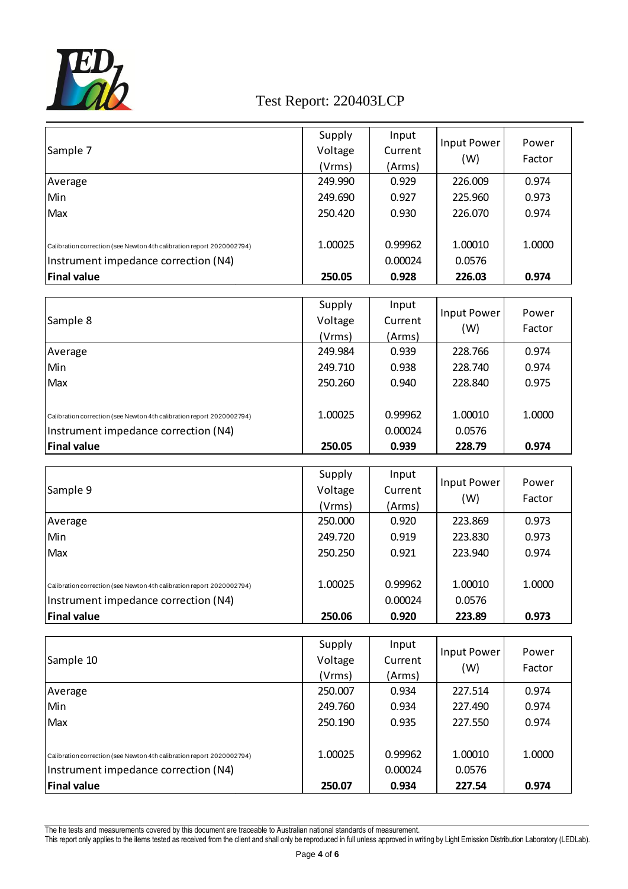| Sample 7 | Supply Voltage (Vrms) | Input Current (Arms) | Input Power (W) | Power Factor |
|---|---|---|---|---|
| Average | 249.990 | 0.929 | 226.009 | 0.974 |
| Min | 249.690 | 0.927 | 225.960 | 0.973 |
| Max | 250.420 | 0.930 | 226.070 | 0.974 |
| Calibration correction (see Newton 4th calibration report 2020002794) | 1.00025 | 0.99962 | 1.00010 | 1.0000 |
| Instrument impedance correction (N4) | | 0.00024 | 0.0576 | |
| **Final value** | **250.05** | **0.928** | **226.03** | **0.974** |

| Sample 8 | Supply Voltage (Vrms) | Input Current (Arms) | Input Power (W) | Power Factor |
|---|---|---|---|---|
| Average | 249.984 | 0.939 | 228.766 | 0.974 |
| Min | 249.710 | 0.938 | 228.740 | 0.974 |
| Max | 250.260 | 0.940 | 228.840 | 0.975 |
| Calibration correction (see Newton 4th calibration report 2020002794) | 1.00025 | 0.99962 | 1.00010 | 1.0000 |
| Instrument impedance correction (N4) | | 0.00024 | 0.0576 | |
| **Final value** | **250.05** | **0.939** | **228.79** | **0.974** |

| Sample 9 | Supply Voltage (Vrms) | Input Current (Arms) | Input Power (W) | Power Factor |
|---|---|---|---|---|
| Average | 250.000 | 0.920 | 223.869 | 0.973 |
| Min | 249.720 | 0.919 | 223.830 | 0.973 |
| Max | 250.250 | 0.921 | 223.940 | 0.974 |
| Calibration correction (see Newton 4th calibration report 2020002794) | 1.00025 | 0.99962 | 1.00010 | 1.0000 |
| Instrument impedance correction (N4) | | 0.00024 | 0.0576 | |
| **Final value** | **250.06** | **0.920** | **223.89** | **0.973** |

| Sample 10 | Supply Voltage (Vrms) | Input Current (Arms) | Input Power (W) | Power Factor |
|---|---|---|---|---|
| Average | 250.007 | 0.934 | 227.514 | 0.974 |
| Min | 249.760 | 0.934 | 227.490 | 0.974 |
| Max | 250.190 | 0.935 | 227.550 | 0.974 |
| Calibration correction (see Newton 4th calibration report 2020002794) | 1.00025 | 0.99962 | 1.00010 | 1.0000 |
| Instrument impedance correction (N4) | | 0.00024 | 0.0576 | |
| **Final value** | **250.07** | **0.934** | **227.54** | **0.974** |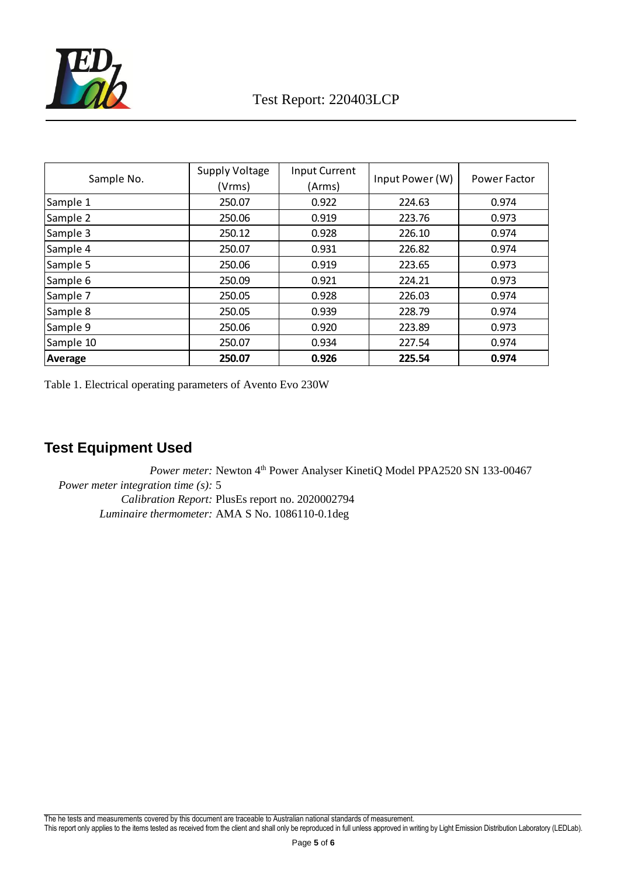| Sample No. | Supply Voltage (Vrms) | Input Current (Arms) | Input Power (W) | Power Factor |
|---|---|---|---|---|
| Sample 1 | 250.07 | 0.922 | 224.63 | 0.974 |
| Sample 2 | 250.06 | 0.919 | 223.76 | 0.973 |
| Sample 3 | 250.12 | 0.928 | 226.10 | 0.974 |
| Sample 4 | 250.07 | 0.931 | 226.82 | 0.974 |
| Sample 5 | 250.06 | 0.919 | 223.65 | 0.973 |
| Sample 6 | 250.09 | 0.921 | 224.21 | 0.973 |
| Sample 7 | 250.05 | 0.928 | 226.03 | 0.974 |
| Sample 8 | 250.05 | 0.939 | 228.79 | 0.974 |
| Sample 9 | 250.06 | 0.920 | 223.89 | 0.973 |
| Sample 10 | 250.07 | 0.934 | 227.54 | 0.974 |
| **Average** | **250.07** | **0.926** | **225.54** | **0.974** |

Table 1. Electrical operating parameters of Avento Evo 230W

## Test Equipment Used

*Power meter:* Newton 4th Power Analyser KinetiQ Model PPA2520 SN 133-00467
*Power meter integration time (s):* 5
*Calibration Report:* PlusEs report no. 2020002794
*Luminaire thermometer:* AMA S No. 1086110-0.1deg

The he tests and measurements covered by this document are traceable to Australian national standards of measurement.
This report only applies to the items tested as received from the client and shall only be reproduced in full unless approved in writing by Light Emission Distribution Laboratory (LEDLab).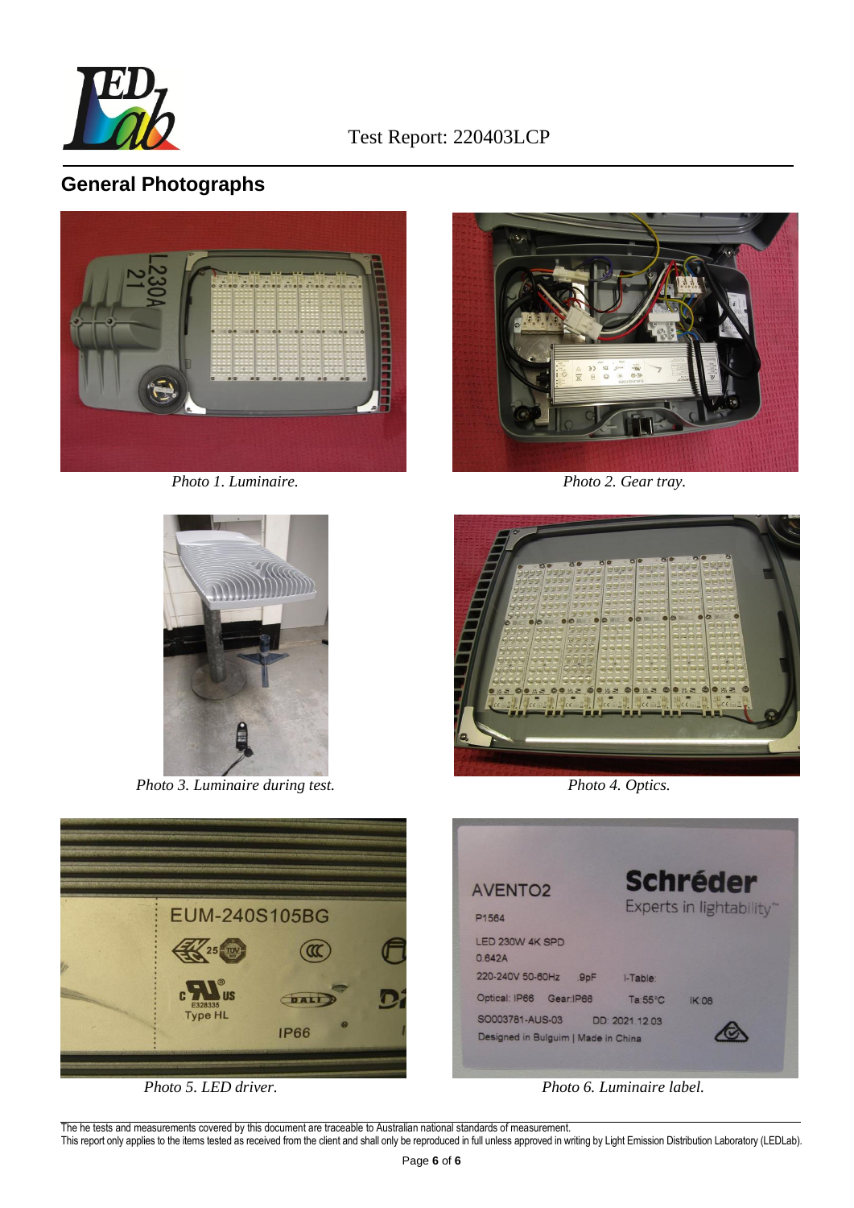## General Photographs

*Photo 1. Luminaire.*

*Photo 2. Gear tray.*

*Photo 3. Luminaire during test.*

*Photo 4. Optics.*

*Photo 5. LED driver.*

*Photo 6. Luminaire label.*

The he tests and measurements covered by this document are traceable to Australian national standards of measurement.
This report only applies to the items tested as received from the client and shall only be reproduced in full unless approved in writing by Light Emission Distribution Laboratory (LEDLab).